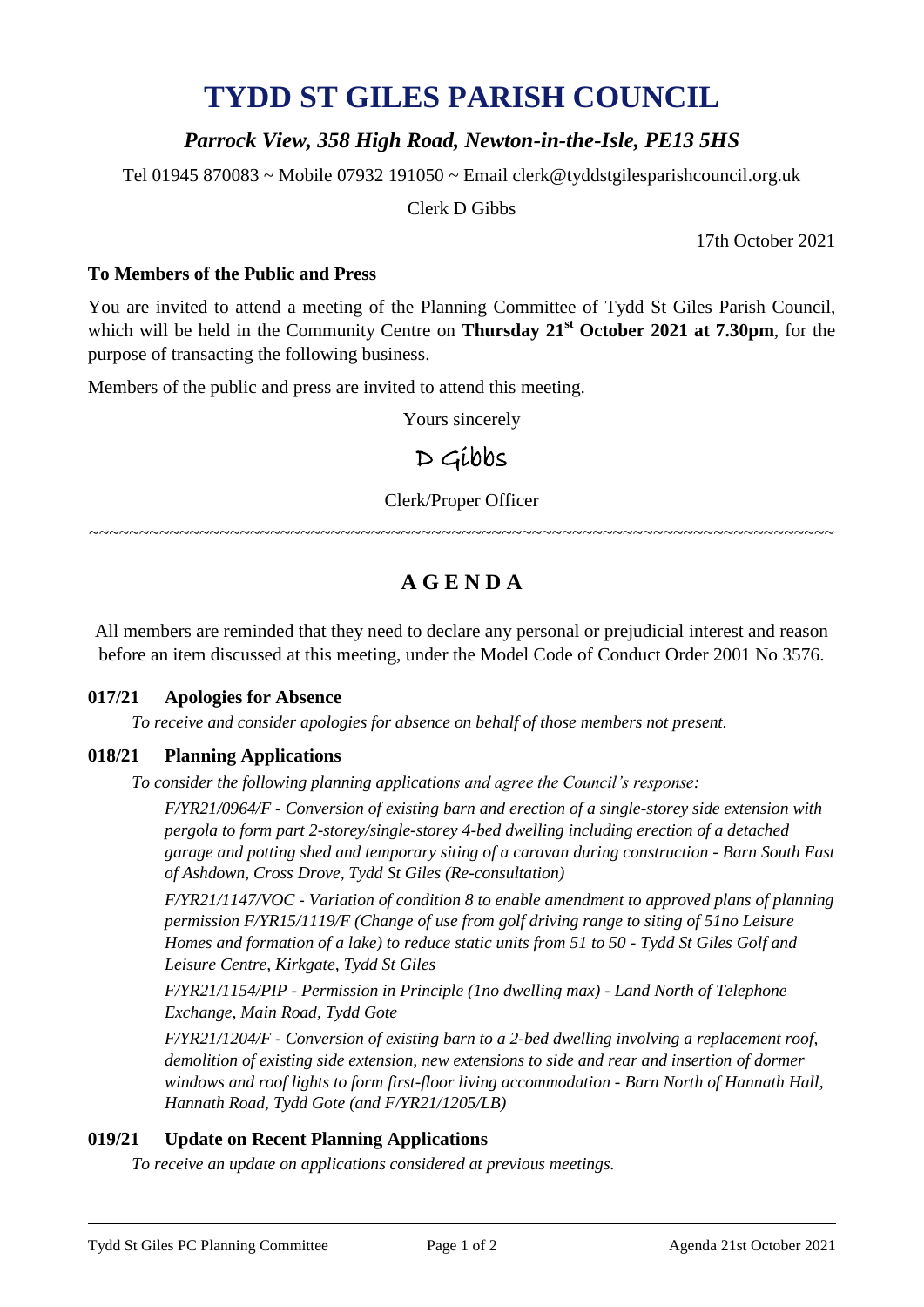# TYDD ST GILES PARISH COUNCIL

## *Parrock View, 358 High Road, Newton-in-the-Isle, PE13 5HS*

Tel 01945 870083 ~ Mobile 07932 191050 ~ Email clerk@tyddstgilesparishcouncil.org.uk

Clerk D Gibbs

17th October 2021

**To Members of the Public and Press**

You are invited to attend a meeting of the Planning Committee of Tydd St Giles Parish Council, which will be held in the Community Centre on **Thursday 21st October 2021 at 7.30pm**, for the purpose of transacting the following business.

Members of the public and press are invited to attend this meeting.

Yours sincerely

D Gibbs

Clerk/Proper Officer

~~~~~~~~~~~~~~~~~~~~~~~~~~~~~~~~~~~~~~~~~~~~~~~~~~~~~~~~~~~~~~~~~~~~~~~~~~~~

## AGENDA

All members are reminded that they need to declare any personal or prejudicial interest and reason before an item discussed at this meeting, under the Model Code of Conduct Order 2001 No 3576.

### 017/21 Apologies for Absence

*To receive and consider apologies for absence on behalf of those members not present.*

### 018/21 Planning Applications

*To consider the following planning applications and agree the Council's response:*

*F/YR21/0964/F - Conversion of existing barn and erection of a single-storey side extension with pergola to form part 2-storey/single-storey 4-bed dwelling including erection of a detached garage and potting shed and temporary siting of a caravan during construction - Barn South East of Ashdown, Cross Drove, Tydd St Giles (Re-consultation)*

*F/YR21/1147/VOC - Variation of condition 8 to enable amendment to approved plans of planning permission F/YR15/1119/F (Change of use from golf driving range to siting of 51no Leisure Homes and formation of a lake) to reduce static units from 51 to 50 - Tydd St Giles Golf and Leisure Centre, Kirkgate, Tydd St Giles*

*F/YR21/1154/PIP - Permission in Principle (1no dwelling max) - Land North of Telephone Exchange, Main Road, Tydd Gote*

*F/YR21/1204/F - Conversion of existing barn to a 2-bed dwelling involving a replacement roof, demolition of existing side extension, new extensions to side and rear and insertion of dormer windows and roof lights to form first-floor living accommodation - Barn North of Hannath Hall, Hannath Road, Tydd Gote (and F/YR21/1205/LB)*

### 019/21 Update on Recent Planning Applications

*To receive an update on applications considered at previous meetings.*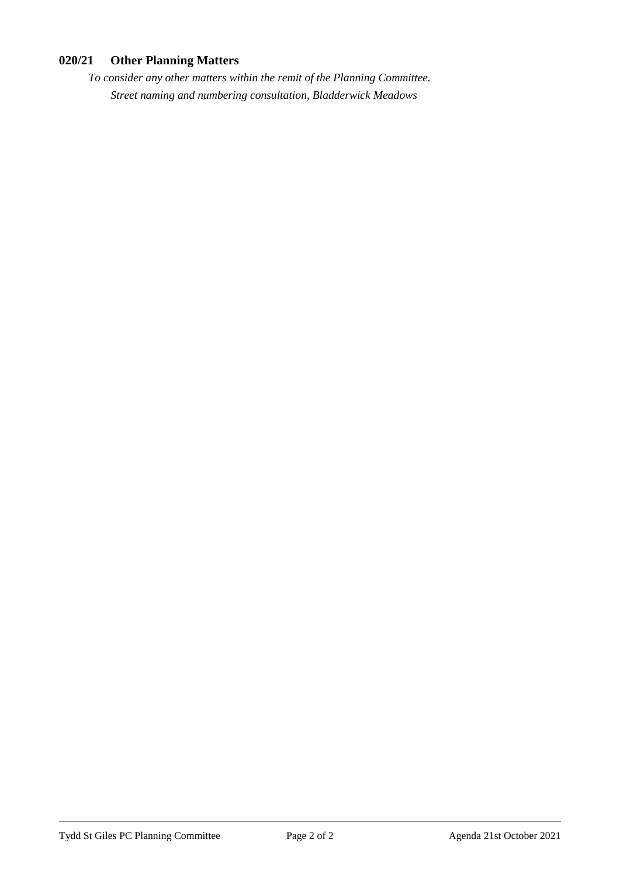### 020/21 Other Planning Matters

*To consider any other matters within the remit of the Planning Committee.*

*Street naming and numbering consultation, Bladderwick Meadows*